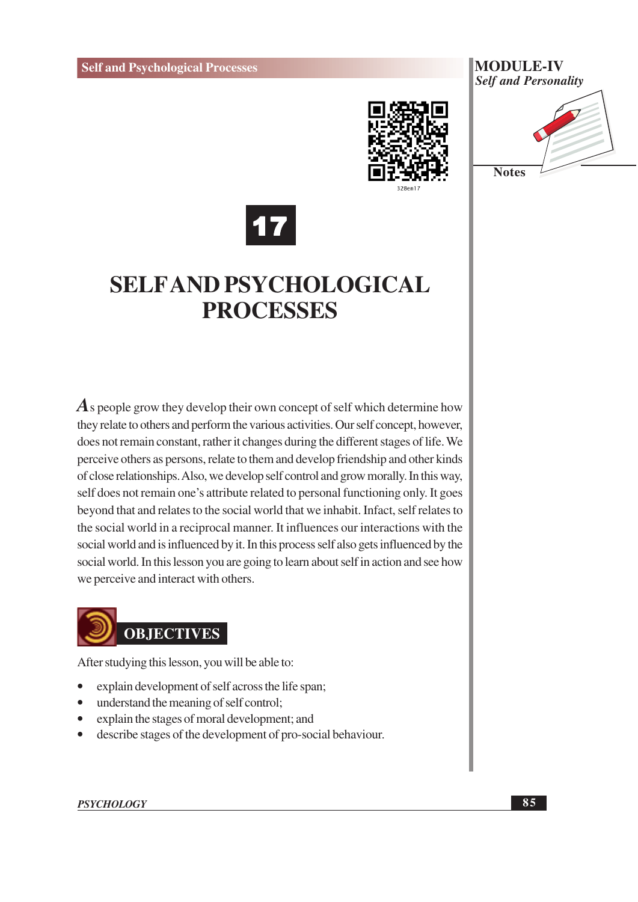# 17

# SELF AND PSYCHOLOGICAL PROCESSES

As people grow they develop their own concept of self which determine how they relate to others and perform the various activities. Our self concept, however, does not remain constant, rather it changes during the different stages of life. We perceive others as persons, relate to them and develop friendship and other kinds of close relationships. Also, we develop self control and grow morally. In this way, self does not remain one's attribute related to personal functioning only. It goes beyond that and relates to the social world that we inhabit. Infact, self relates to the social world in a reciprocal manner. It influences our interactions with the social world and is influenced by it. In this process self also gets influenced by the social world. In this lesson you are going to learn about self in action and see how we perceive and interact with others.

## OBJECTIVES

After studying this lesson, you will be able to:

- explain development of self across the life span;
- understand the meaning of self control;
- explain the stages of moral development; and
- describe stages of the development of pro-social behaviour.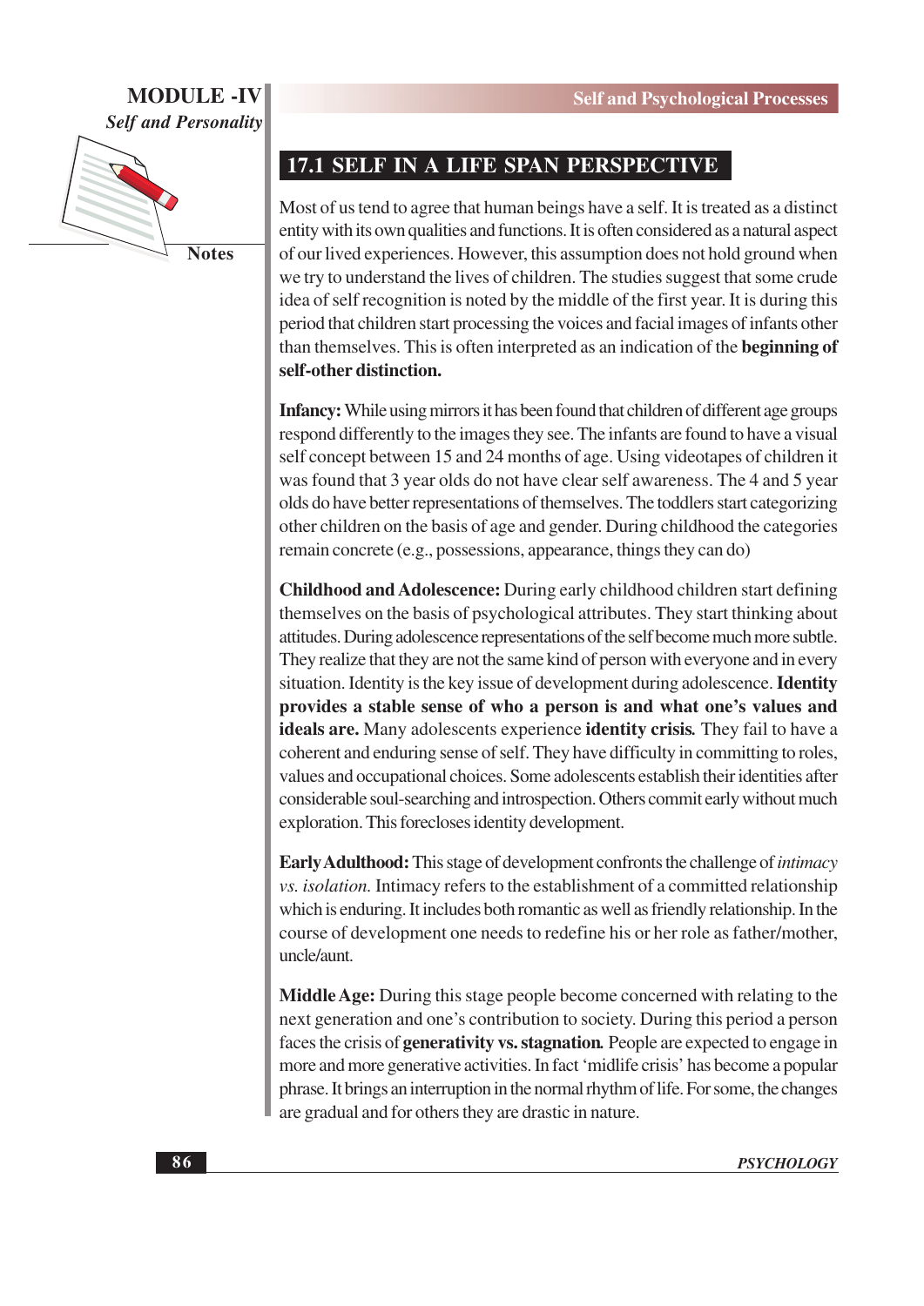## 17.1 SELF IN A LIFE SPAN PERSPECTIVE

Most of us tend to agree that human beings have a self. It is treated as a distinct entity with its own qualities and functions. It is often considered as a natural aspect of our lived experiences. However, this assumption does not hold ground when we try to understand the lives of children. The studies suggest that some crude idea of self recognition is noted by the middle of the first year. It is during this period that children start processing the voices and facial images of infants other than themselves. This is often interpreted as an indication of the **beginning of self-other distinction.**

**Infancy:** While using mirrors it has been found that children of different age groups respond differently to the images they see. The infants are found to have a visual self concept between 15 and 24 months of age. Using videotapes of children it was found that 3 year olds do not have clear self awareness. The 4 and 5 year olds do have better representations of themselves. The toddlers start categorizing other children on the basis of age and gender. During childhood the categories remain concrete (e.g., possessions, appearance, things they can do)

**Childhood and Adolescence:** During early childhood children start defining themselves on the basis of psychological attributes. They start thinking about attitudes. During adolescence representations of the self become much more subtle. They realize that they are not the same kind of person with everyone and in every situation. Identity is the key issue of development during adolescence. **Identity provides a stable sense of who a person is and what one's values and ideals are.** Many adolescents experience **identity crisis.** They fail to have a coherent and enduring sense of self. They have difficulty in committing to roles, values and occupational choices. Some adolescents establish their identities after considerable soul-searching and introspection. Others commit early without much exploration. This forecloses identity development.

**Early Adulthood:** This stage of development confronts the challenge of *intimacy vs. isolation.* Intimacy refers to the establishment of a committed relationship which is enduring. It includes both romantic as well as friendly relationship. In the course of development one needs to redefine his or her role as father/mother, uncle/aunt.

**Middle Age:** During this stage people become concerned with relating to the next generation and one's contribution to society. During this period a person faces the crisis of **generativity vs. stagnation.** People are expected to engage in more and more generative activities. In fact 'midlife crisis' has become a popular phrase. It brings an interruption in the normal rhythm of life. For some, the changes are gradual and for others they are drastic in nature.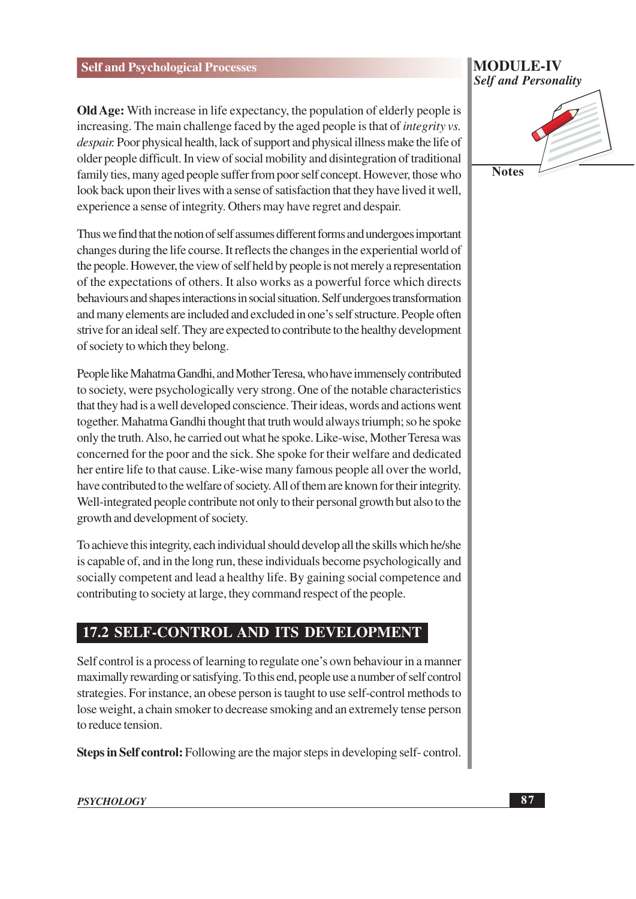**Old Age:** With increase in life expectancy, the population of elderly people is increasing. The main challenge faced by the aged people is that of *integrity vs. despair.* Poor physical health, lack of support and physical illness make the life of older people difficult. In view of social mobility and disintegration of traditional family ties, many aged people suffer from poor self concept. However, those who look back upon their lives with a sense of satisfaction that they have lived it well, experience a sense of integrity. Others may have regret and despair.

Thus we find that the notion of self assumes different forms and undergoes important changes during the life course. It reflects the changes in the experiential world of the people. However, the view of self held by people is not merely a representation of the expectations of others. It also works as a powerful force which directs behaviours and shapes interactions in social situation. Self undergoes transformation and many elements are included and excluded in one's self structure. People often strive for an ideal self. They are expected to contribute to the healthy development of society to which they belong.

People like Mahatma Gandhi, and Mother Teresa, who have immensely contributed to society, were psychologically very strong. One of the notable characteristics that they had is a well developed conscience. Their ideas, words and actions went together. Mahatma Gandhi thought that truth would always triumph; so he spoke only the truth. Also, he carried out what he spoke. Like-wise, Mother Teresa was concerned for the poor and the sick. She spoke for their welfare and dedicated her entire life to that cause. Like-wise many famous people all over the world, have contributed to the welfare of society. All of them are known for their integrity. Well-integrated people contribute not only to their personal growth but also to the growth and development of society.

To achieve this integrity, each individual should develop all the skills which he/she is capable of, and in the long run, these individuals become psychologically and socially competent and lead a healthy life. By gaining social competence and contributing to society at large, they command respect of the people.

## 17.2 SELF-CONTROL AND ITS DEVELOPMENT

Self control is a process of learning to regulate one's own behaviour in a manner maximally rewarding or satisfying. To this end, people use a number of self control strategies. For instance, an obese person is taught to use self-control methods to lose weight, a chain smoker to decrease smoking and an extremely tense person to reduce tension.

**Steps in Self control:** Following are the major steps in developing self- control.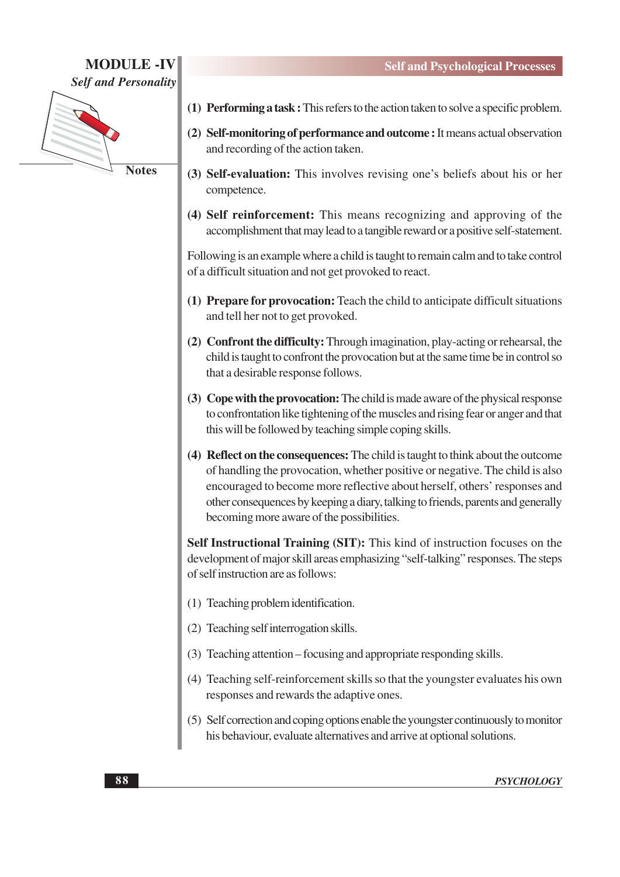(1) **Performing a task :** This refers to the action taken to solve a specific problem.

(2) **Self-monitoring of performance and outcome :** It means actual observation and recording of the action taken.

(3) **Self-evaluation:** This involves revising one's beliefs about his or her competence.

(4) **Self reinforcement:** This means recognizing and approving of the accomplishment that may lead to a tangible reward or a positive self-statement.

Following is an example where a child is taught to remain calm and to take control of a difficult situation and not get provoked to react.

(1) **Prepare for provocation:** Teach the child to anticipate difficult situations and tell her not to get provoked.

(2) **Confront the difficulty:** Through imagination, play-acting or rehearsal, the child is taught to confront the provocation but at the same time be in control so that a desirable response follows.

(3) **Cope with the provocation:** The child is made aware of the physical response to confrontation like tightening of the muscles and rising fear or anger and that this will be followed by teaching simple coping skills.

(4) **Reflect on the consequences:** The child is taught to think about the outcome of handling the provocation, whether positive or negative. The child is also encouraged to become more reflective about herself, others' responses and other consequences by keeping a diary, talking to friends, parents and generally becoming more aware of the possibilities.

**Self Instructional Training (SIT):** This kind of instruction focuses on the development of major skill areas emphasizing "self-talking" responses. The steps of self instruction are as follows:

(1) Teaching problem identification.

(2) Teaching self interrogation skills.

(3) Teaching attention – focusing and appropriate responding skills.

(4) Teaching self-reinforcement skills so that the youngster evaluates his own responses and rewards the adaptive ones.

(5) Self correction and coping options enable the youngster continuously to monitor his behaviour, evaluate alternatives and arrive at optional solutions.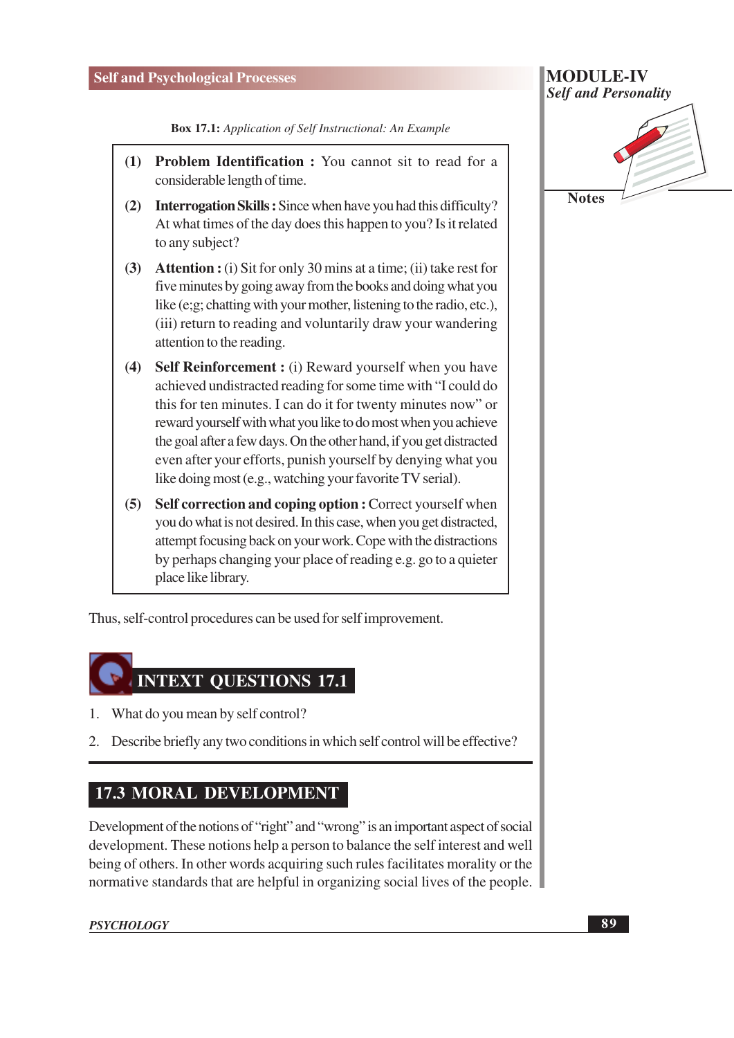**Box 17.1:** *Application of Self Instructional: An Example*

(1) **Problem Identification :** You cannot sit to read for a considerable length of time.

(2) **Interrogation Skills :** Since when have you had this difficulty? At what times of the day does this happen to you? Is it related to any subject?

(3) **Attention :** (i) Sit for only 30 mins at a time; (ii) take rest for five minutes by going away from the books and doing what you like (e;g; chatting with your mother, listening to the radio, etc.), (iii) return to reading and voluntarily draw your wandering attention to the reading.

(4) **Self Reinforcement :** (i) Reward yourself when you have achieved undistracted reading for some time with "I could do this for ten minutes. I can do it for twenty minutes now" or reward yourself with what you like to do most when you achieve the goal after a few days. On the other hand, if you get distracted even after your efforts, punish yourself by denying what you like doing most (e.g., watching your favorite TV serial).

(5) **Self correction and coping option :** Correct yourself when you do what is not desired. In this case, when you get distracted, attempt focusing back on your work. Cope with the distractions by perhaps changing your place of reading e.g. go to a quieter place like library.

Thus, self-control procedures can be used for self improvement.

## INTEXT QUESTIONS 17.1

1. What do you mean by self control?
2. Describe briefly any two conditions in which self control will be effective?

## 17.3 MORAL DEVELOPMENT

Development of the notions of "right" and "wrong" is an important aspect of social development. These notions help a person to balance the self interest and well being of others. In other words acquiring such rules facilitates morality or the normative standards that are helpful in organizing social lives of the people.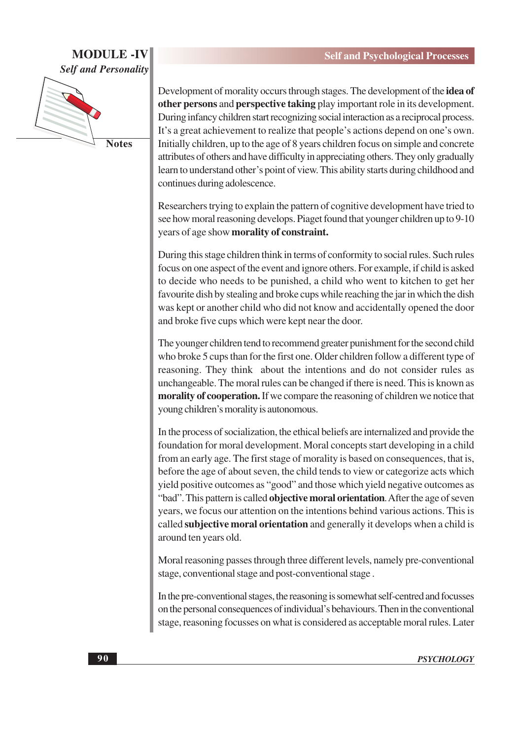Development of morality occurs through stages. The development of the **idea of other persons** and **perspective taking** play important role in its development. During infancy children start recognizing social interaction as a reciprocal process. It's a great achievement to realize that people's actions depend on one's own. Initially children, up to the age of 8 years children focus on simple and concrete attributes of others and have difficulty in appreciating others. They only gradually learn to understand other's point of view. This ability starts during childhood and continues during adolescence.

Researchers trying to explain the pattern of cognitive development have tried to see how moral reasoning develops. Piaget found that younger children up to 9-10 years of age show **morality of constraint.**

During this stage children think in terms of conformity to social rules. Such rules focus on one aspect of the event and ignore others. For example, if child is asked to decide who needs to be punished, a child who went to kitchen to get her favourite dish by stealing and broke cups while reaching the jar in which the dish was kept or another child who did not know and accidentally opened the door and broke five cups which were kept near the door.

The younger children tend to recommend greater punishment for the second child who broke 5 cups than for the first one. Older children follow a different type of reasoning. They think about the intentions and do not consider rules as unchangeable. The moral rules can be changed if there is need. This is known as **morality of cooperation.** If we compare the reasoning of children we notice that young children's morality is autonomous.

In the process of socialization, the ethical beliefs are internalized and provide the foundation for moral development. Moral concepts start developing in a child from an early age. The first stage of morality is based on consequences, that is, before the age of about seven, the child tends to view or categorize acts which yield positive outcomes as "good" and those which yield negative outcomes as "bad". This pattern is called **objective moral orientation**. After the age of seven years, we focus our attention on the intentions behind various actions. This is called **subjective moral orientation** and generally it develops when a child is around ten years old.

Moral reasoning passes through three different levels, namely pre-conventional stage, conventional stage and post-conventional stage .

In the pre-conventional stages, the reasoning is somewhat self-centred and focusses on the personal consequences of individual's behaviours. Then in the conventional stage, reasoning focusses on what is considered as acceptable moral rules. Later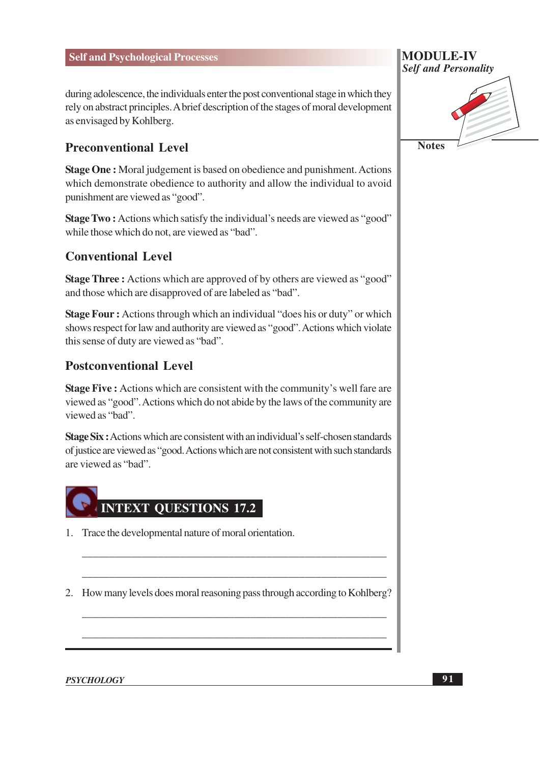during adolescence, the individuals enter the post conventional stage in which they rely on abstract principles. A brief description of the stages of moral development as envisaged by Kohlberg.

## Preconventional Level

**Stage One :** Moral judgement is based on obedience and punishment. Actions which demonstrate obedience to authority and allow the individual to avoid punishment are viewed as "good".

**Stage Two :** Actions which satisfy the individual's needs are viewed as "good" while those which do not, are viewed as "bad".

## Conventional Level

**Stage Three :** Actions which are approved of by others are viewed as "good" and those which are disapproved of are labeled as "bad".

**Stage Four :** Actions through which an individual "does his or duty" or which shows respect for law and authority are viewed as "good". Actions which violate this sense of duty are viewed as "bad".

## Postconventional Level

**Stage Five :** Actions which are consistent with the community's well fare are viewed as "good". Actions which do not abide by the laws of the community are viewed as "bad".

**Stage Six :** Actions which are consistent with an individual's self-chosen standards of justice are viewed as "good. Actions which are not consistent with such standards are viewed as "bad".

## INTEXT QUESTIONS 17.2

1. Trace the developmental nature of moral orientation.

 ______________________________________________________

 ______________________________________________________

2. How many levels does moral reasoning pass through according to Kohlberg?

 ______________________________________________________

 ______________________________________________________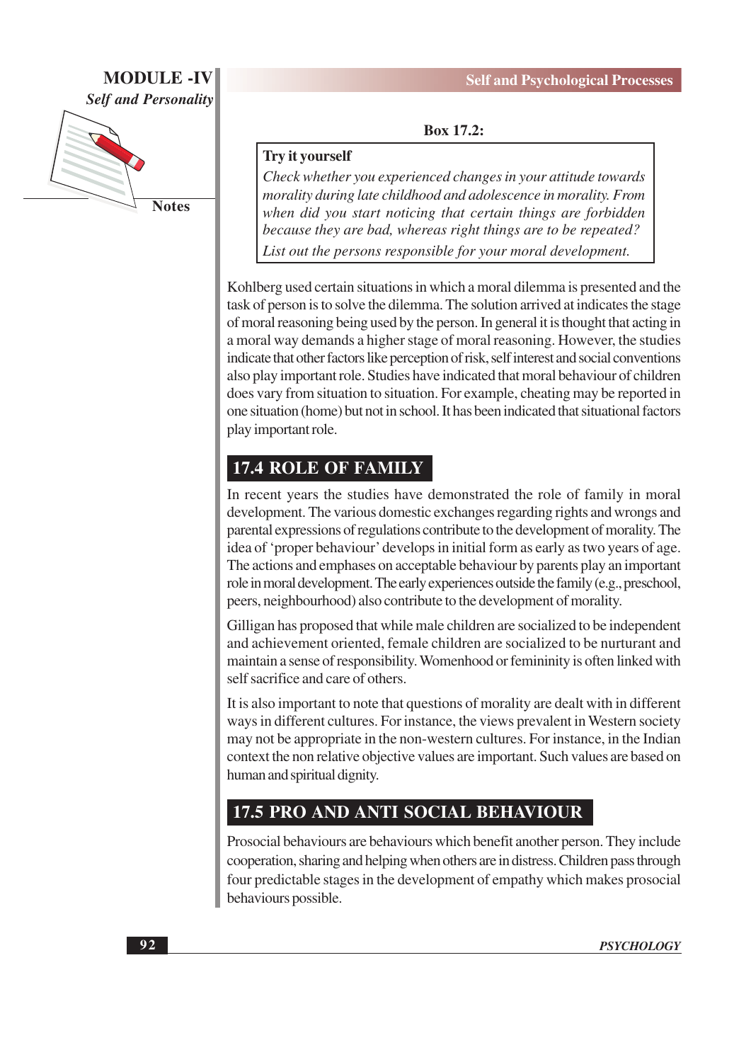**Box 17.2:**

> **Try it yourself**
>
> *Check whether you experienced changes in your attitude towards morality during late childhood and adolescence in morality. From when did you start noticing that certain things are forbidden because they are bad, whereas right things are to be repeated?*
>
> *List out the persons responsible for your moral development.*

Kohlberg used certain situations in which a moral dilemma is presented and the task of person is to solve the dilemma. The solution arrived at indicates the stage of moral reasoning being used by the person. In general it is thought that acting in a moral way demands a higher stage of moral reasoning. However, the studies indicate that other factors like perception of risk, self interest and social conventions also play important role. Studies have indicated that moral behaviour of children does vary from situation to situation. For example, cheating may be reported in one situation (home) but not in school. It has been indicated that situational factors play important role.

## 17.4 ROLE OF FAMILY

In recent years the studies have demonstrated the role of family in moral development. The various domestic exchanges regarding rights and wrongs and parental expressions of regulations contribute to the development of morality. The idea of 'proper behaviour' develops in initial form as early as two years of age. The actions and emphases on acceptable behaviour by parents play an important role in moral development. The early experiences outside the family (e.g., preschool, peers, neighbourhood) also contribute to the development of morality.

Gilligan has proposed that while male children are socialized to be independent and achievement oriented, female children are socialized to be nurturant and maintain a sense of responsibility. Womenhood or femininity is often linked with self sacrifice and care of others.

It is also important to note that questions of morality are dealt with in different ways in different cultures. For instance, the views prevalent in Western society may not be appropriate in the non-western cultures. For instance, in the Indian context the non relative objective values are important. Such values are based on human and spiritual dignity.

## 17.5 PRO AND ANTI SOCIAL BEHAVIOUR

Prosocial behaviours are behaviours which benefit another person. They include cooperation, sharing and helping when others are in distress. Children pass through four predictable stages in the development of empathy which makes prosocial behaviours possible.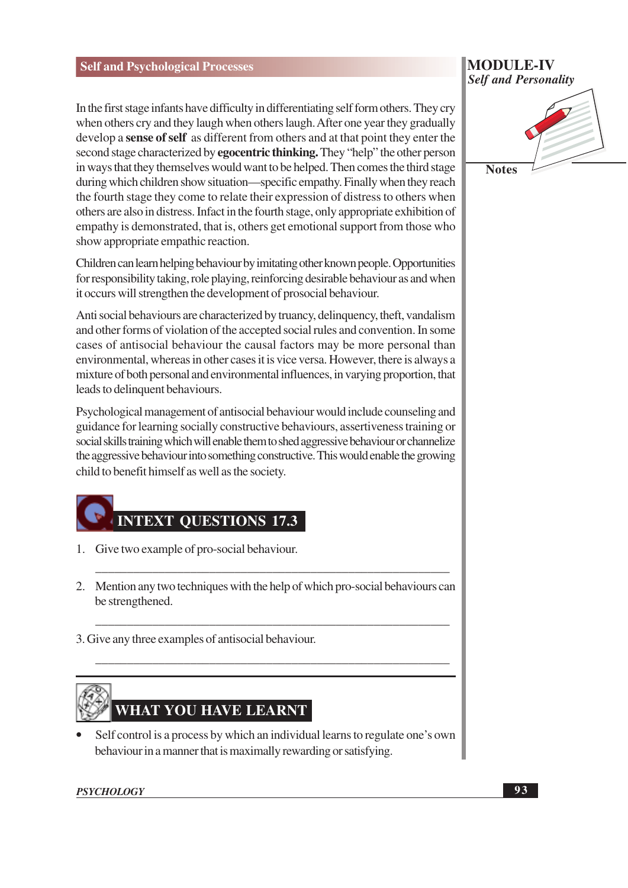In the first stage infants have difficulty in differentiating self form others. They cry when others cry and they laugh when others laugh. After one year they gradually develop a **sense of self** as different from others and at that point they enter the second stage characterized by **egocentric thinking.** They "help" the other person in ways that they themselves would want to be helped. Then comes the third stage during which children show situation—specific empathy. Finally when they reach the fourth stage they come to relate their expression of distress to others when others are also in distress. Infact in the fourth stage, only appropriate exhibition of empathy is demonstrated, that is, others get emotional support from those who show appropriate empathic reaction.

Children can learn helping behaviour by imitating other known people. Opportunities for responsibility taking, role playing, reinforcing desirable behaviour as and when it occurs will strengthen the development of prosocial behaviour.

Anti social behaviours are characterized by truancy, delinquency, theft, vandalism and other forms of violation of the accepted social rules and convention. In some cases of antisocial behaviour the causal factors may be more personal than environmental, whereas in other cases it is vice versa. However, there is always a mixture of both personal and environmental influences, in varying proportion, that leads to delinquent behaviours.

Psychological management of antisocial behaviour would include counseling and guidance for learning socially constructive behaviours, assertiveness training or social skills training which will enable them to shed aggressive behaviour or channelize the aggressive behaviour into something constructive. This would enable the growing child to benefit himself as well as the society.

## INTEXT QUESTIONS 17.3

1. Give two example of pro-social behaviour.

   ____________________________________________________________

2. Mention any two techniques with the help of which pro-social behaviours can be strengthened.

   ____________________________________________________________

3. Give any three examples of antisocial behaviour.

   ____________________________________________________________

## WHAT YOU HAVE LEARNT

- Self control is a process by which an individual learns to regulate one's own behaviour in a manner that is maximally rewarding or satisfying.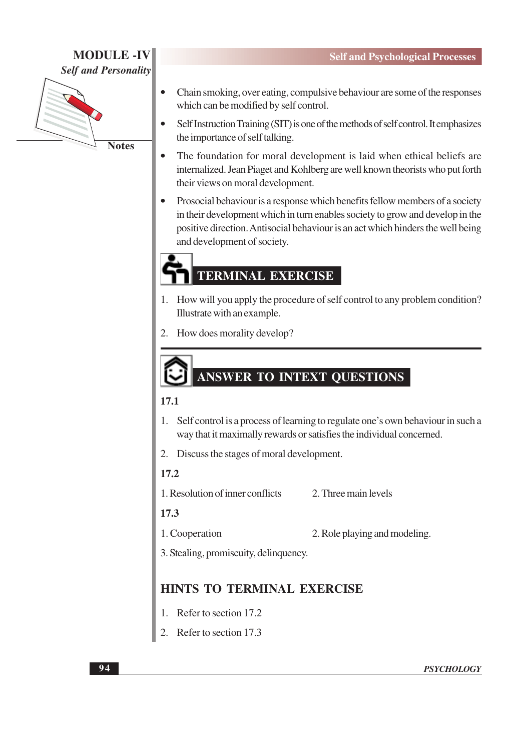- Chain smoking, over eating, compulsive behaviour are some of the responses which can be modified by self control.
- Self Instruction Training (SIT) is one of the methods of self control. It emphasizes the importance of self talking.
- The foundation for moral development is laid when ethical beliefs are internalized. Jean Piaget and Kohlberg are well known theorists who put forth their views on moral development.
- Prosocial behaviour is a response which benefits fellow members of a society in their development which in turn enables society to grow and develop in the positive direction. Antisocial behaviour is an act which hinders the well being and development of society.

## TERMINAL EXERCISE

1. How will you apply the procedure of self control to any problem condition? Illustrate with an example.
2. How does morality develop?

## ANSWER TO INTEXT QUESTIONS

**17.1**

1. Self control is a process of learning to regulate one's own behaviour in such a way that it maximally rewards or satisfies the individual concerned.
2. Discuss the stages of moral development.

**17.2**

1. Resolution of inner conflicts
2. Three main levels

**17.3**

1. Cooperation
2. Role playing and modeling.
3. Stealing, promiscuity, delinquency.

## HINTS TO TERMINAL EXERCISE

1. Refer to section 17.2
2. Refer to section 17.3